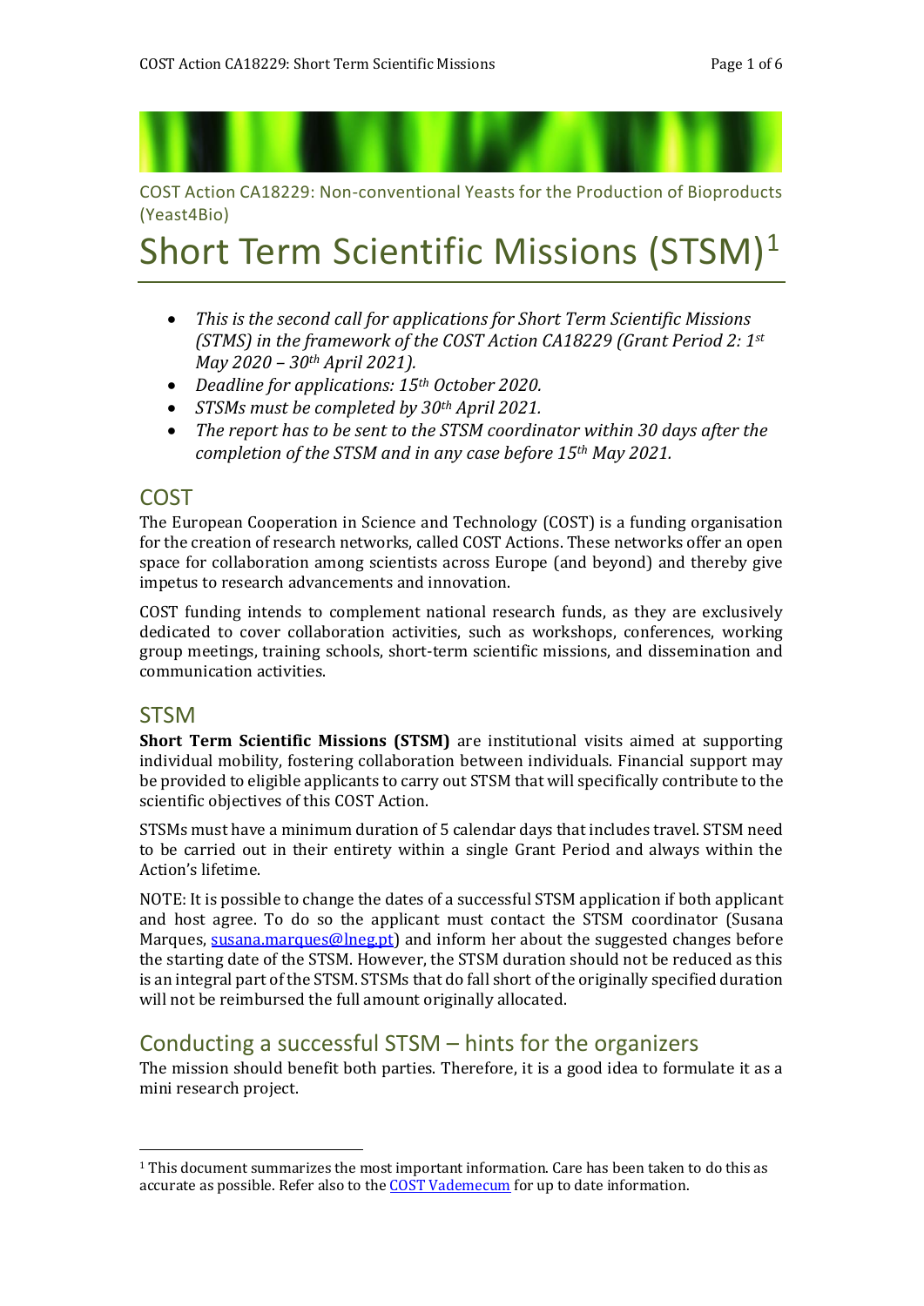COST Action CA18229: Non-conventional Yeasts for the Production of Bioproducts (Yeast4Bio)

# Short Term Scientific Missions (STSM)[1]

- *This is the second call for applications for Short Term Scientific Missions (STMS) in the framework of the COST Action CA18229 (Grant Period 2: 1st May 2020 – 30th April 2021).*
- *Deadline for applications: 15th October 2020.*
- *STSMs must be completed by 30th April 2021.*
- *The report has to be sent to the STSM coordinator within 30 days after the completion of the STSM and in any case before 15th May 2021.*

## COST

The European Cooperation in Science and Technology (COST) is a funding organisation for the creation of research networks, called COST Actions. These networks offer an open space for collaboration among scientists across Europe (and beyond) and thereby give impetus to research advancements and innovation.

COST funding intends to complement national research funds, as they are exclusively dedicated to cover collaboration activities, such as workshops, conferences, working group meetings, training schools, short-term scientific missions, and dissemination and communication activities.

## STSM

**Short Term Scientific Missions (STSM)** are institutional visits aimed at supporting individual mobility, fostering collaboration between individuals. Financial support may be provided to eligible applicants to carry out STSM that will specifically contribute to the scientific objectives of this COST Action.

STSMs must have a minimum duration of 5 calendar days that includes travel. STSM need to be carried out in their entirety within a single Grant Period and always within the Action's lifetime.

NOTE: It is possible to change the dates of a successful STSM application if both applicant and host agree. To do so the applicant must contact the STSM coordinator (Susana Marques, susana.marques@lneg.pt) and inform her about the suggested changes before the starting date of the STSM. However, the STSM duration should not be reduced as this is an integral part of the STSM. STSMs that do fall short of the originally specified duration will not be reimbursed the full amount originally allocated.

## Conducting a successful STSM – hints for the organizers

The mission should benefit both parties. Therefore, it is a good idea to formulate it as a mini research project.

[1] This document summarizes the most important information. Care has been taken to do this as accurate as possible. Refer also to the COST Vademecum for up to date information.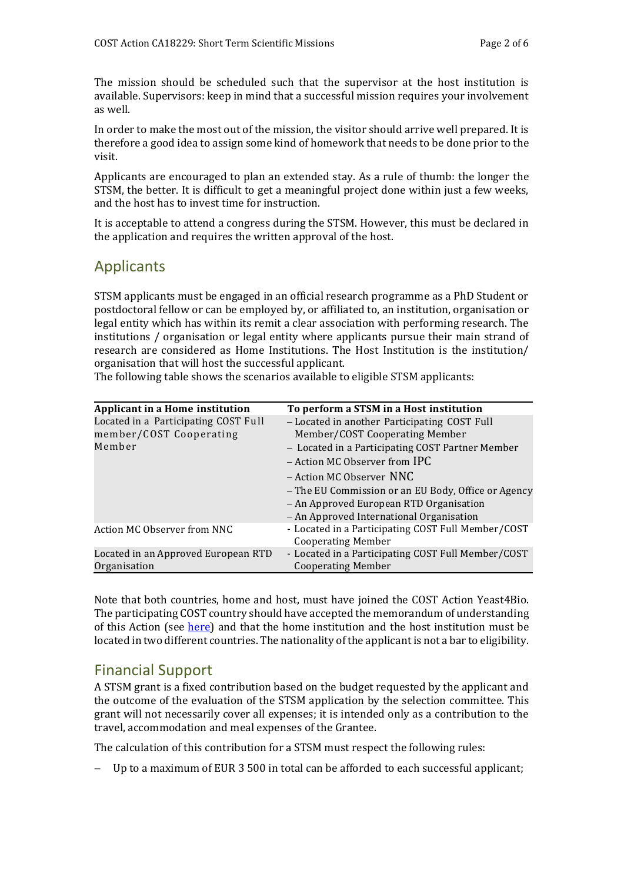The mission should be scheduled such that the supervisor at the host institution is available. Supervisors: keep in mind that a successful mission requires your involvement as well.

In order to make the most out of the mission, the visitor should arrive well prepared. It is therefore a good idea to assign some kind of homework that needs to be done prior to the visit.

Applicants are encouraged to plan an extended stay. As a rule of thumb: the longer the STSM, the better. It is difficult to get a meaningful project done within just a few weeks, and the host has to invest time for instruction.

It is acceptable to attend a congress during the STSM. However, this must be declared in the application and requires the written approval of the host.

## Applicants

STSM applicants must be engaged in an official research programme as a PhD Student or postdoctoral fellow or can be employed by, or affiliated to, an institution, organisation or legal entity which has within its remit a clear association with performing research. The institutions / organisation or legal entity where applicants pursue their main strand of research are considered as Home Institutions. The Host Institution is the institution/ organisation that will host the successful applicant.

The following table shows the scenarios available to eligible STSM applicants:

| Applicant in a Home institution | To perform a STSM in a Host institution |
|---|---|
| Located in a Participating COST Full member/COST Cooperating Member | – Located in another Participating COST Full Member/COST Cooperating Member<br>– Located in a Participating COST Partner Member<br>– Action MC Observer from IPC<br>– Action MC Observer NNC<br>– The EU Commission or an EU Body, Office or Agency<br>– An Approved European RTD Organisation<br>– An Approved International Organisation |
| Action MC Observer from NNC | - Located in a Participating COST Full Member/COST Cooperating Member |
| Located in an Approved European RTD Organisation | - Located in a Participating COST Full Member/COST Cooperating Member |

Note that both countries, home and host, must have joined the COST Action Yeast4Bio. The participating COST country should have accepted the memorandum of understanding of this Action (see here) and that the home institution and the host institution must be located in two different countries. The nationality of the applicant is not a bar to eligibility.

## Financial Support

A STSM grant is a fixed contribution based on the budget requested by the applicant and the outcome of the evaluation of the STSM application by the selection committee. This grant will not necessarily cover all expenses; it is intended only as a contribution to the travel, accommodation and meal expenses of the Grantee.

The calculation of this contribution for a STSM must respect the following rules:

- Up to a maximum of EUR 3 500 in total can be afforded to each successful applicant;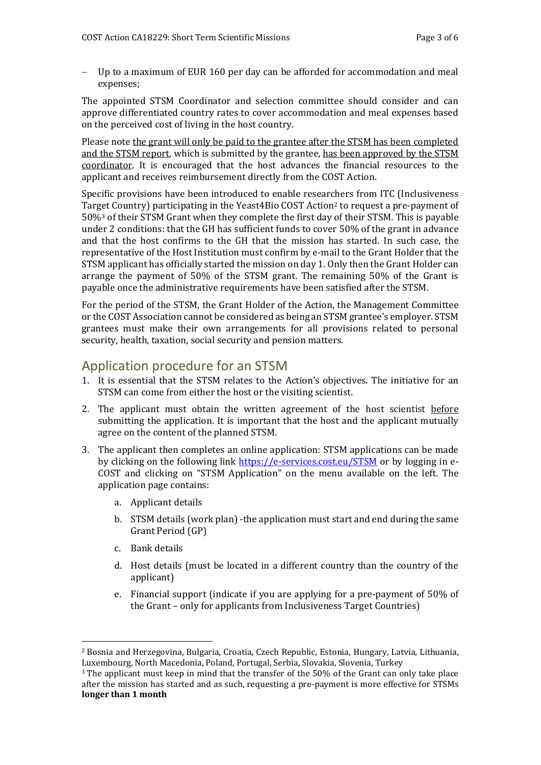– Up to a maximum of EUR 160 per day can be afforded for accommodation and meal expenses;

The appointed STSM Coordinator and selection committee should consider and can approve differentiated country rates to cover accommodation and meal expenses based on the perceived cost of living in the host country.

Please note <u>the grant will only be paid to the grantee after the STSM has been completed and the STSM report</u>, which is submitted by the grantee, <u>has been approved by the STSM coordinator</u>. It is encouraged that the host advances the financial resources to the applicant and receives reimbursement directly from the COST Action.

Specific provisions have been introduced to enable researchers from ITC (Inclusiveness Target Country) participating in the Yeast4Bio COST Action[2] to request a pre-payment of 50%[3] of their STSM Grant when they complete the first day of their STSM. This is payable under 2 conditions: that the GH has sufficient funds to cover 50% of the grant in advance and that the host confirms to the GH that the mission has started. In such case, the representative of the Host Institution must confirm by e-mail to the Grant Holder that the STSM applicant has officially started the mission on day 1. Only then the Grant Holder can arrange the payment of 50% of the STSM grant. The remaining 50% of the Grant is payable once the administrative requirements have been satisfied after the STSM.

For the period of the STSM, the Grant Holder of the Action, the Management Committee or the COST Association cannot be considered as being an STSM grantee's employer. STSM grantees must make their own arrangements for all provisions related to personal security, health, taxation, social security and pension matters.

## Application procedure for an STSM

1. It is essential that the STSM relates to the Action's objectives. The initiative for an STSM can come from either the host or the visiting scientist.
2. The applicant must obtain the written agreement of the host scientist <u>before</u> submitting the application. It is important that the host and the applicant mutually agree on the content of the planned STSM.
3. The applicant then completes an online application: STSM applications can be made by clicking on the following link [https://e-services.cost.eu/STSM](https://e-services.cost.eu/STSM) or by logging in e-COST and clicking on "STSM Application" on the menu available on the left. The application page contains:
    a. Applicant details
    b. STSM details (work plan) -the application must start and end during the same Grant Period (GP)
    c. Bank details
    d. Host details (must be located in a different country than the country of the applicant)
    e. Financial support (indicate if you are applying for a pre-payment of 50% of the Grant – only for applicants from Inclusiveness Target Countries)

---

[2] Bosnia and Herzegovina, Bulgaria, Croatia, Czech Republic, Estonia, Hungary, Latvia, Lithuania, Luxembourg, North Macedonia, Poland, Portugal, Serbia, Slovakia, Slovenia, Turkey

[3] The applicant must keep in mind that the transfer of the 50% of the Grant can only take place after the mission has started and as such, requesting a pre-payment is more effective for STSMs **longer than 1 month**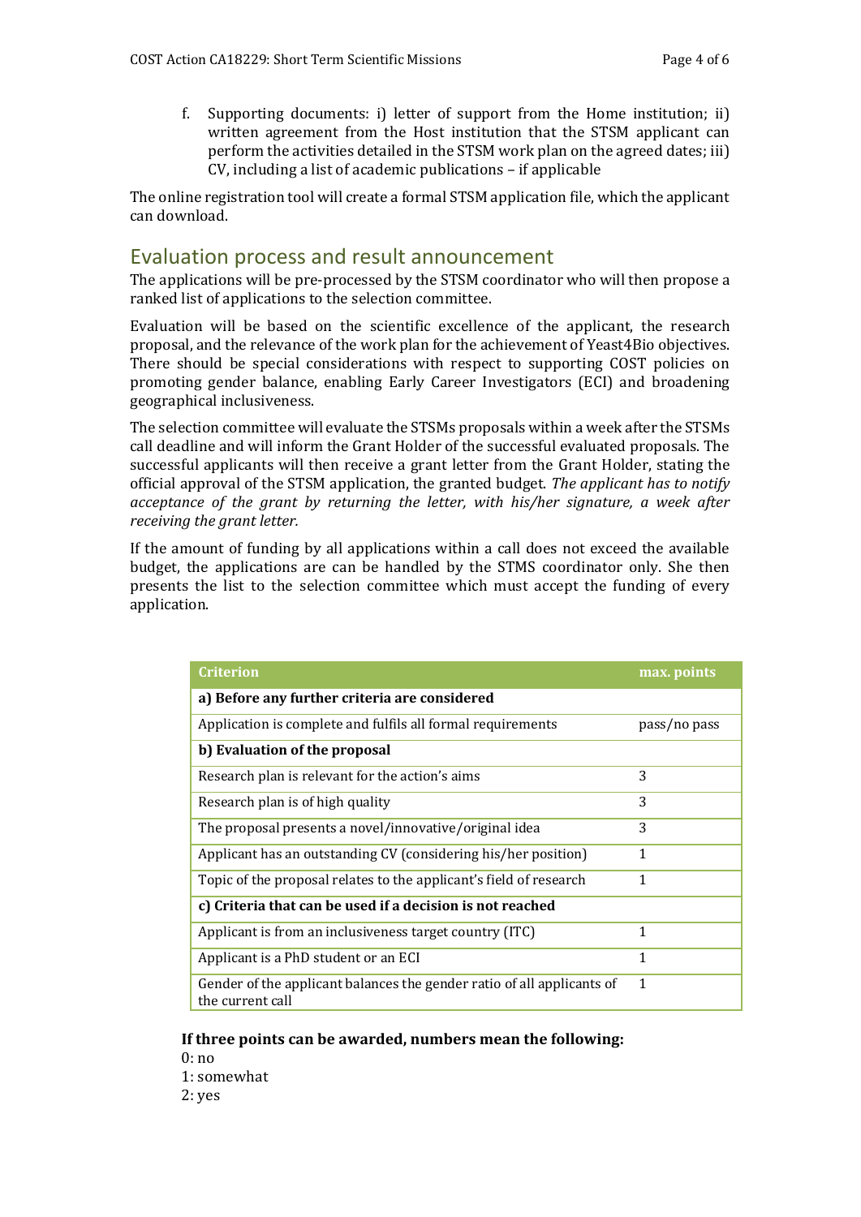f. Supporting documents: i) letter of support from the Home institution; ii) written agreement from the Host institution that the STSM applicant can perform the activities detailed in the STSM work plan on the agreed dates; iii) CV, including a list of academic publications – if applicable

The online registration tool will create a formal STSM application file, which the applicant can download.

## Evaluation process and result announcement

The applications will be pre-processed by the STSM coordinator who will then propose a ranked list of applications to the selection committee.

Evaluation will be based on the scientific excellence of the applicant, the research proposal, and the relevance of the work plan for the achievement of Yeast4Bio objectives. There should be special considerations with respect to supporting COST policies on promoting gender balance, enabling Early Career Investigators (ECI) and broadening geographical inclusiveness.

The selection committee will evaluate the STSMs proposals within a week after the STSMs call deadline and will inform the Grant Holder of the successful evaluated proposals. The successful applicants will then receive a grant letter from the Grant Holder, stating the official approval of the STSM application, the granted budget. *The applicant has to notify acceptance of the grant by returning the letter, with his/her signature, a week after receiving the grant letter.*

If the amount of funding by all applications within a call does not exceed the available budget, the applications are can be handled by the STMS coordinator only. She then presents the list to the selection committee which must accept the funding of every application.

| Criterion | max. points |
|---|---|
| **a) Before any further criteria are considered** | |
| Application is complete and fulfils all formal requirements | pass/no pass |
| **b) Evaluation of the proposal** | |
| Research plan is relevant for the action's aims | 3 |
| Research plan is of high quality | 3 |
| The proposal presents a novel/innovative/original idea | 3 |
| Applicant has an outstanding CV (considering his/her position) | 1 |
| Topic of the proposal relates to the applicant's field of research | 1 |
| **c) Criteria that can be used if a decision is not reached** | |
| Applicant is from an inclusiveness target country (ITC) | 1 |
| Applicant is a PhD student or an ECI | 1 |
| Gender of the applicant balances the gender ratio of all applicants of the current call | 1 |

**If three points can be awarded, numbers mean the following:**

0: no
1: somewhat
2: yes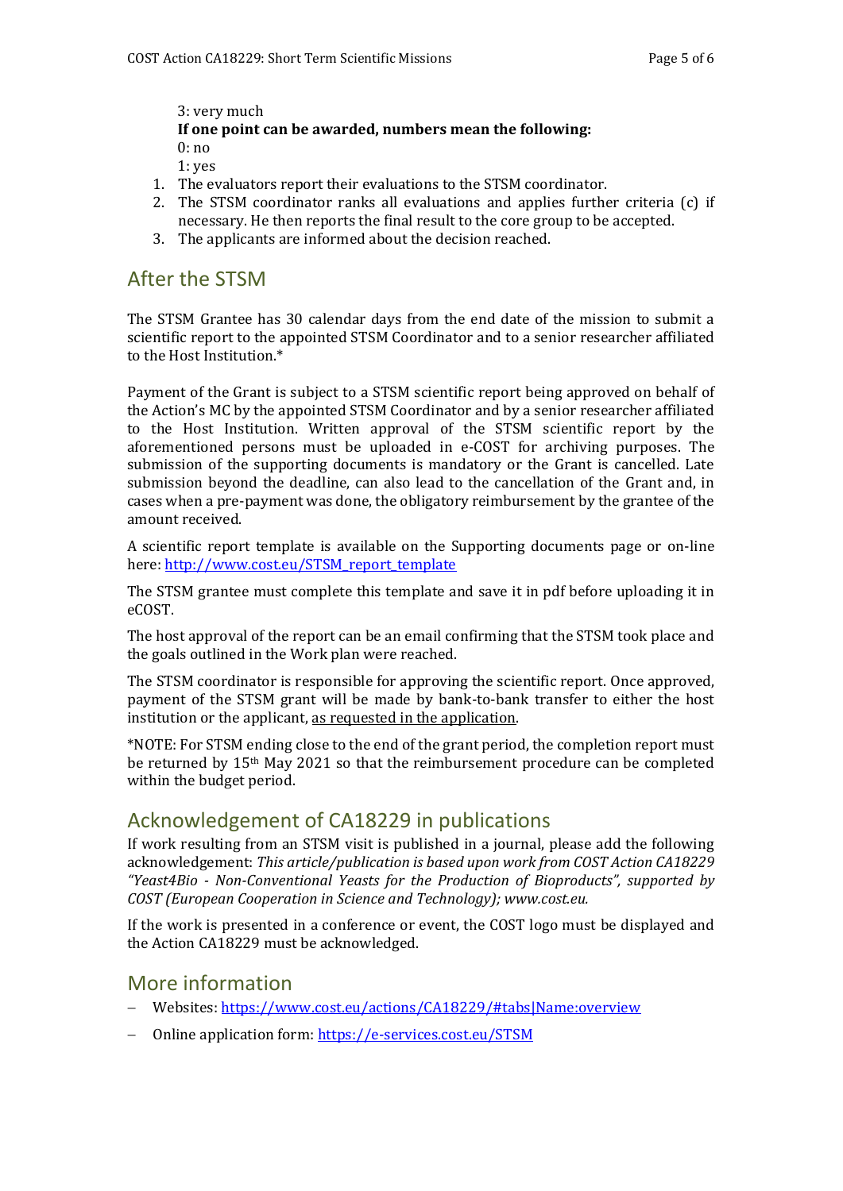3: very much

**If one point can be awarded, numbers mean the following:**

0: no

1: yes

1. The evaluators report their evaluations to the STSM coordinator.
2. The STSM coordinator ranks all evaluations and applies further criteria (c) if necessary. He then reports the final result to the core group to be accepted.
3. The applicants are informed about the decision reached.

## After the STSM

The STSM Grantee has 30 calendar days from the end date of the mission to submit a scientific report to the appointed STSM Coordinator and to a senior researcher affiliated to the Host Institution.*

Payment of the Grant is subject to a STSM scientific report being approved on behalf of the Action's MC by the appointed STSM Coordinator and by a senior researcher affiliated to the Host Institution. Written approval of the STSM scientific report by the aforementioned persons must be uploaded in e-COST for archiving purposes. The submission of the supporting documents is mandatory or the Grant is cancelled. Late submission beyond the deadline, can also lead to the cancellation of the Grant and, in cases when a pre-payment was done, the obligatory reimbursement by the grantee of the amount received.

A scientific report template is available on the Supporting documents page or on-line here: [http://www.cost.eu/STSM_report_template](http://www.cost.eu/STSM_report_template)

The STSM grantee must complete this template and save it in pdf before uploading it in eCOST.

The host approval of the report can be an email confirming that the STSM took place and the goals outlined in the Work plan were reached.

The STSM coordinator is responsible for approving the scientific report. Once approved, payment of the STSM grant will be made by bank-to-bank transfer to either the host institution or the applicant, as requested in the application.

*NOTE: For STSM ending close to the end of the grant period, the completion report must be returned by 15th May 2021 so that the reimbursement procedure can be completed within the budget period.

## Acknowledgement of CA18229 in publications

If work resulting from an STSM visit is published in a journal, please add the following acknowledgement: *This article/publication is based upon work from COST Action CA18229 "Yeast4Bio - Non-Conventional Yeasts for the Production of Bioproducts", supported by COST (European Cooperation in Science and Technology); www.cost.eu.*

If the work is presented in a conference or event, the COST logo must be displayed and the Action CA18229 must be acknowledged.

## More information

- Websites: [https://www.cost.eu/actions/CA18229/#tabs|Name:overview](https://www.cost.eu/actions/CA18229/#tabs|Name:overview)
- Online application form: [https://e-services.cost.eu/STSM](https://e-services.cost.eu/STSM)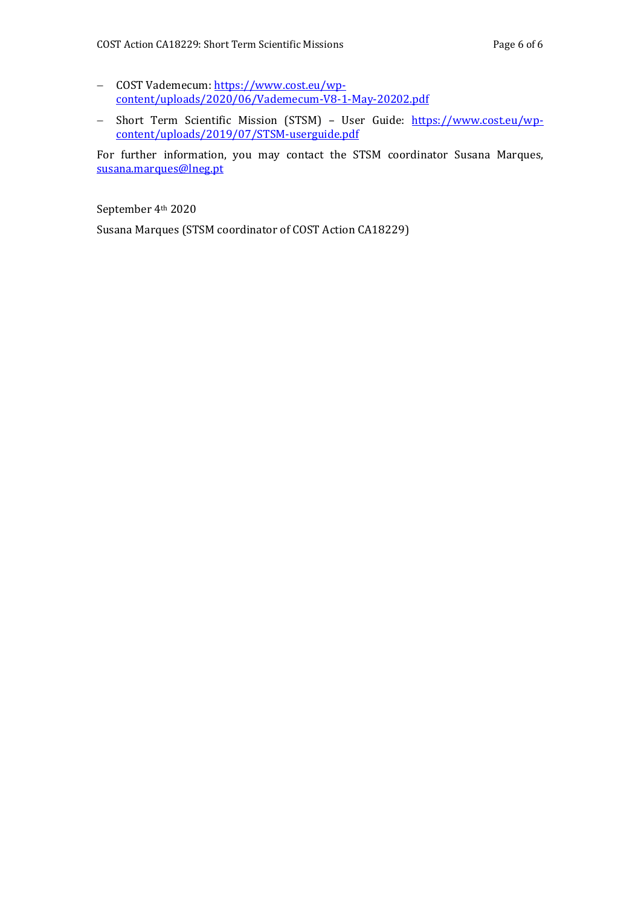- COST Vademecum: https://www.cost.eu/wp-content/uploads/2020/06/Vademecum-V8-1-May-20202.pdf
- Short Term Scientific Mission (STSM) – User Guide: https://www.cost.eu/wp-content/uploads/2019/07/STSM-userguide.pdf

For further information, you may contact the STSM coordinator Susana Marques, susana.marques@lneg.pt

September 4th 2020

Susana Marques (STSM coordinator of COST Action CA18229)